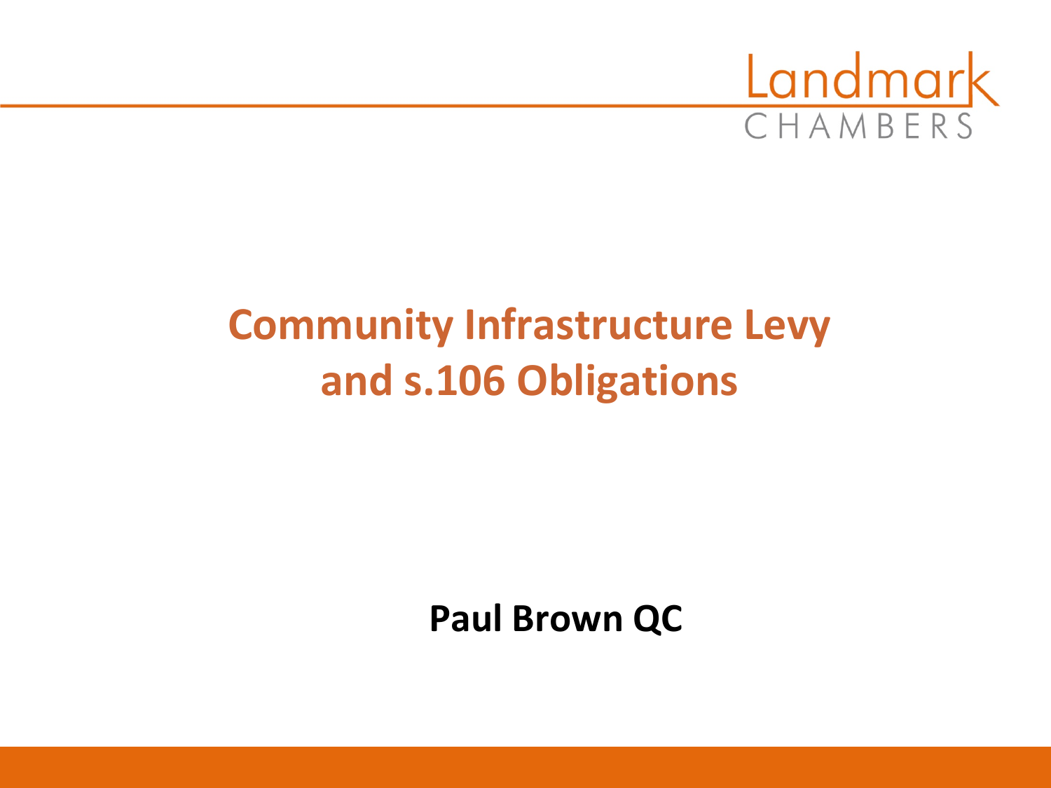Landmark CHAMBERS

# Community Infrastructure Levy and s.106 Obligations

**Paul Brown QC**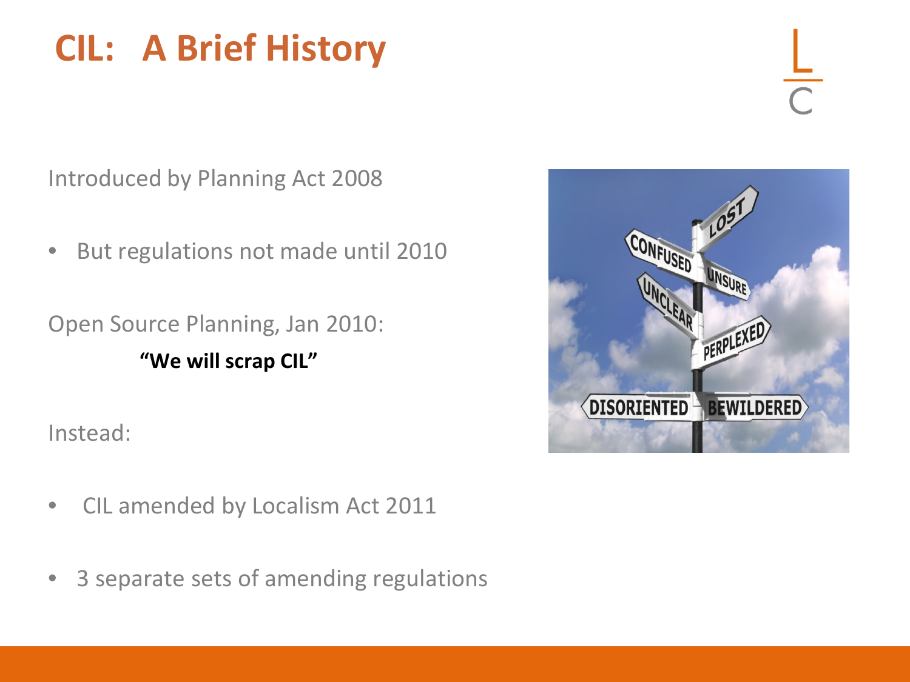# CIL: A Brief History

Introduced by Planning Act 2008

- But regulations not made until 2010

Open Source Planning, Jan 2010:

**"We will scrap CIL"**

Instead:

- CIL amended by Localism Act 2011
- 3 separate sets of amending regulations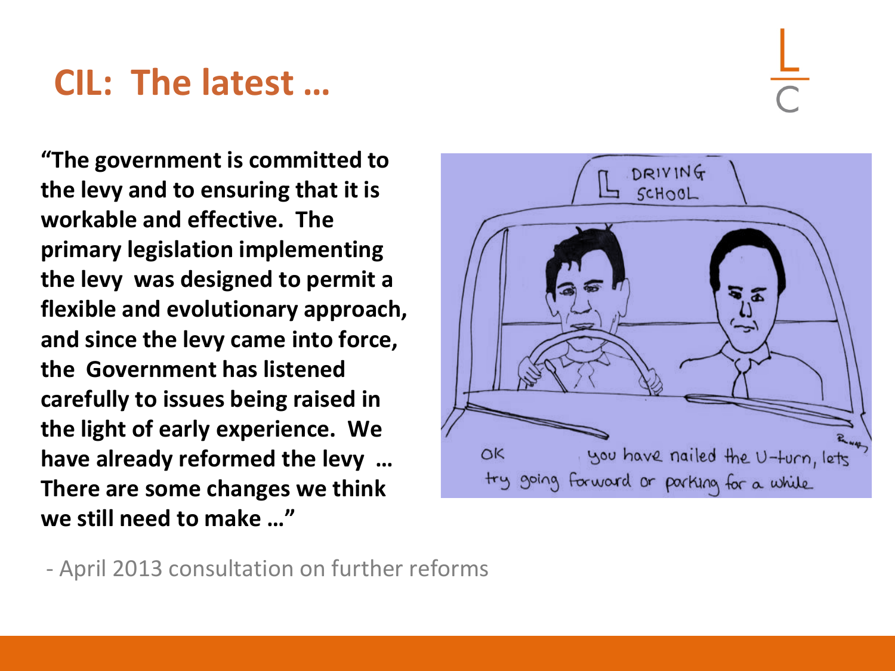# CIL: The latest …

**"The government is committed to the levy and to ensuring that it is workable and effective. The primary legislation implementing the levy was designed to permit a flexible and evolutionary approach, and since the levy came into force, the Government has listened carefully to issues being raised in the light of early experience. We have already reformed the levy … There are some changes we think we still need to make …"**

- April 2013 consultation on further reforms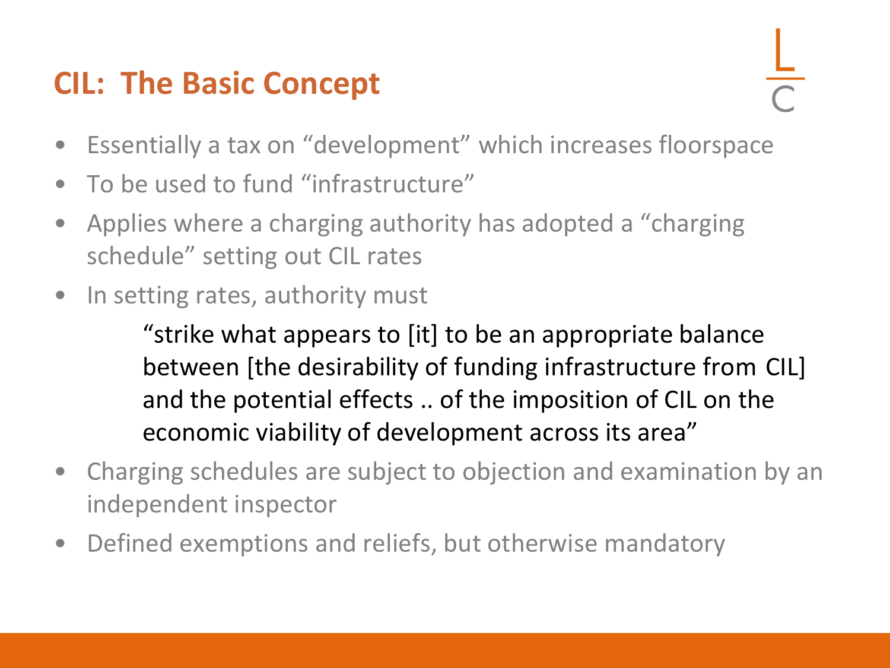## CIL: The Basic Concept

- Essentially a tax on "development" which increases floorspace
- To be used to fund "infrastructure"
- Applies where a charging authority has adopted a "charging schedule" setting out CIL rates
- In setting rates, authority must

  > "strike what appears to [it] to be an appropriate balance between [the desirability of funding infrastructure from CIL] and the potential effects .. of the imposition of CIL on the economic viability of development across its area"

- Charging schedules are subject to objection and examination by an independent inspector
- Defined exemptions and reliefs, but otherwise mandatory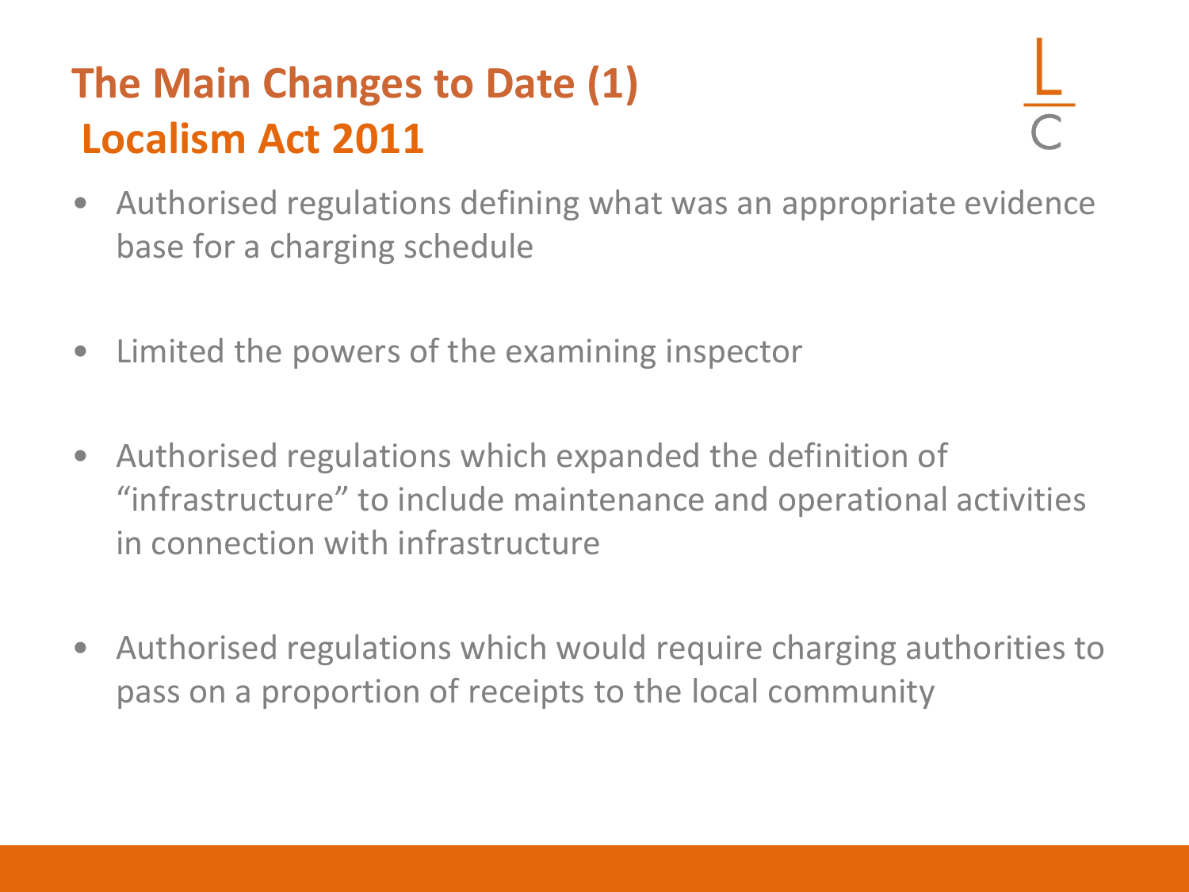# The Main Changes to Date (1)
## Localism Act 2011

- Authorised regulations defining what was an appropriate evidence base for a charging schedule

- Limited the powers of the examining inspector

- Authorised regulations which expanded the definition of "infrastructure" to include maintenance and operational activities in connection with infrastructure

- Authorised regulations which would require charging authorities to pass on a proportion of receipts to the local community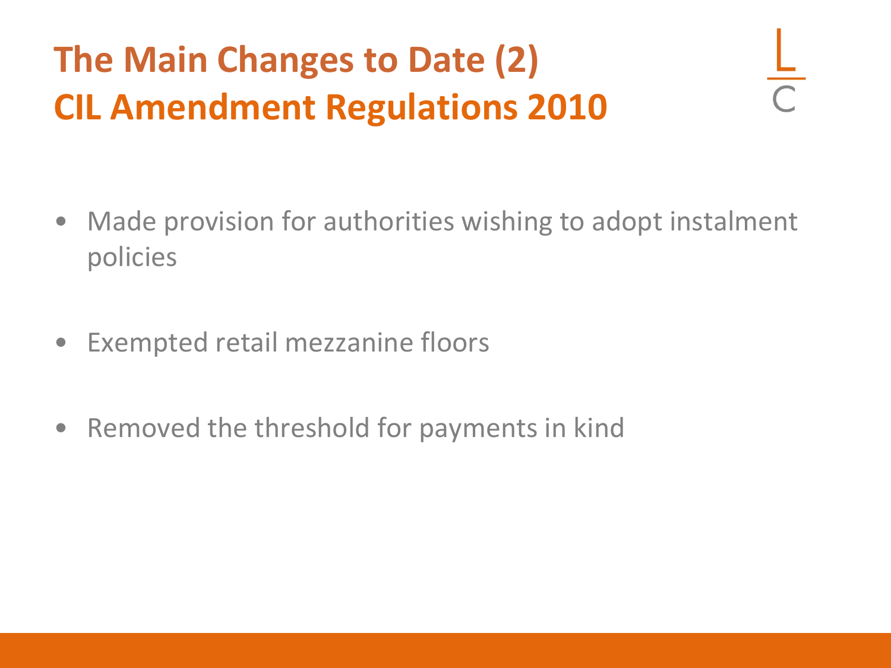# The Main Changes to Date (2)
## CIL Amendment Regulations 2010

- Made provision for authorities wishing to adopt instalment policies
- Exempted retail mezzanine floors
- Removed the threshold for payments in kind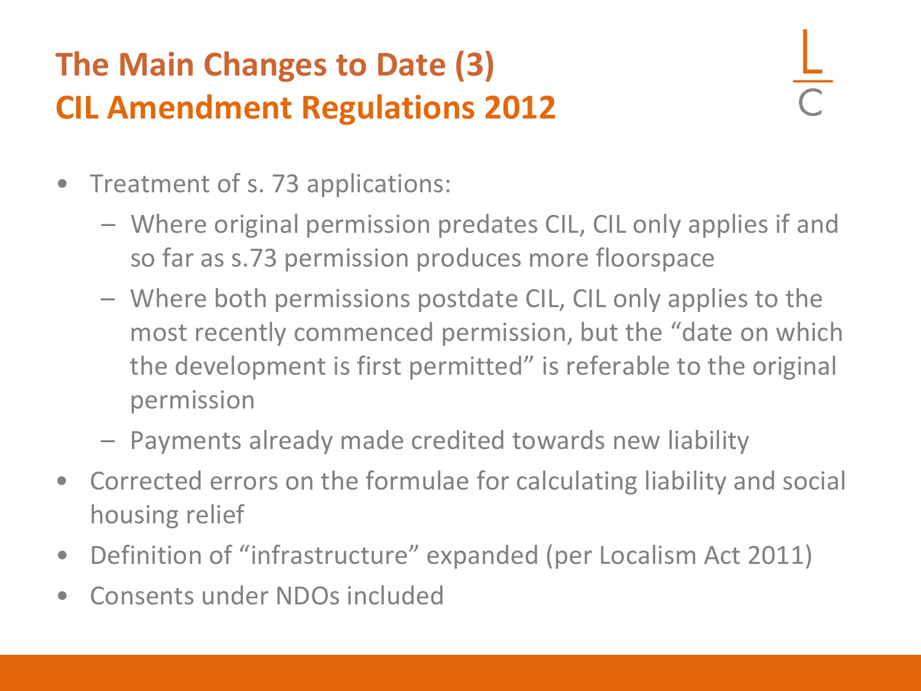# The Main Changes to Date (3)
## CIL Amendment Regulations 2012

- Treatment of s. 73 applications:
  - Where original permission predates CIL, CIL only applies if and so far as s.73 permission produces more floorspace
  - Where both permissions postdate CIL, CIL only applies to the most recently commenced permission, but the "date on which the development is first permitted" is referable to the original permission
  - Payments already made credited towards new liability
- Corrected errors on the formulae for calculating liability and social housing relief
- Definition of "infrastructure" expanded (per Localism Act 2011)
- Consents under NDOs included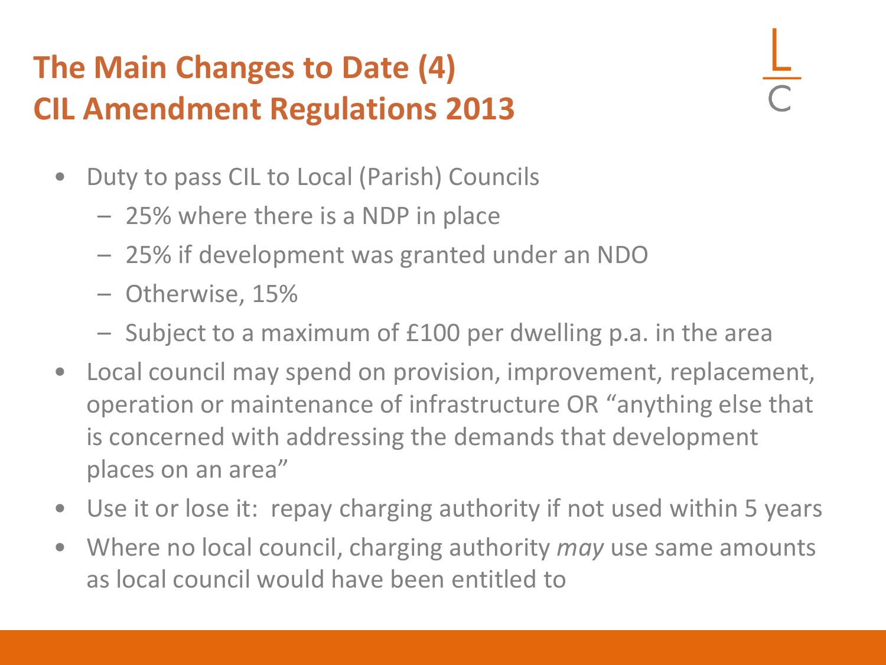## The Main Changes to Date (4)
## CIL Amendment Regulations 2013

- Duty to pass CIL to Local (Parish) Councils
  - 25% where there is a NDP in place
  - 25% if development was granted under an NDO
  - Otherwise, 15%
  - Subject to a maximum of £100 per dwelling p.a. in the area
- Local council may spend on provision, improvement, replacement, operation or maintenance of infrastructure OR "anything else that is concerned with addressing the demands that development places on an area"
- Use it or lose it: repay charging authority if not used within 5 years
- Where no local council, charging authority *may* use same amounts as local council would have been entitled to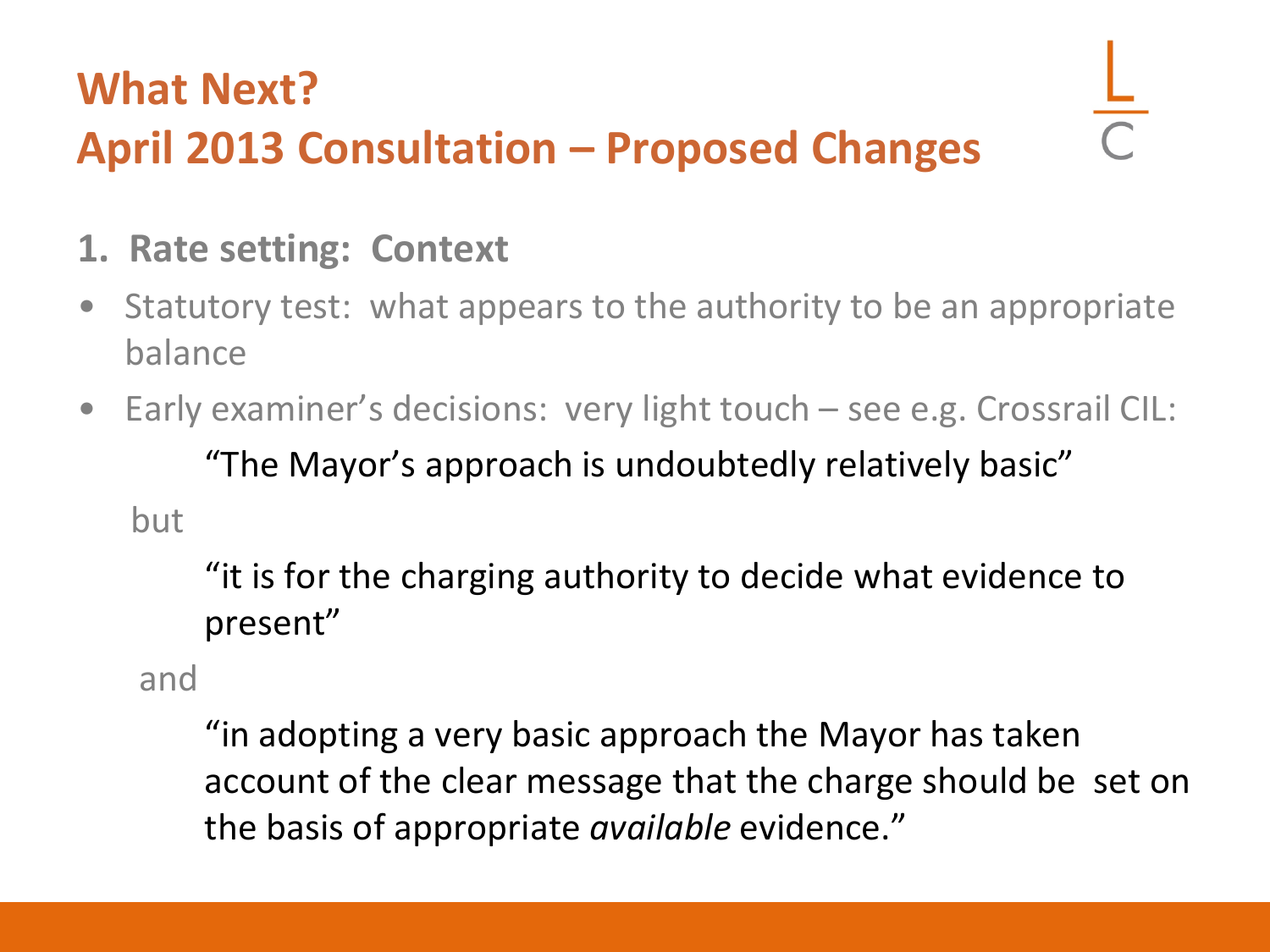# What Next?
# April 2013 Consultation – Proposed Changes

**1. Rate setting: Context**

- Statutory test: what appears to the authority to be an appropriate balance
- Early examiner's decisions: very light touch – see e.g. Crossrail CIL:

> "The Mayor's approach is undoubtedly relatively basic"

but

> "it is for the charging authority to decide what evidence to present"

and

> "in adopting a very basic approach the Mayor has taken account of the clear message that the charge should be set on the basis of appropriate *available* evidence."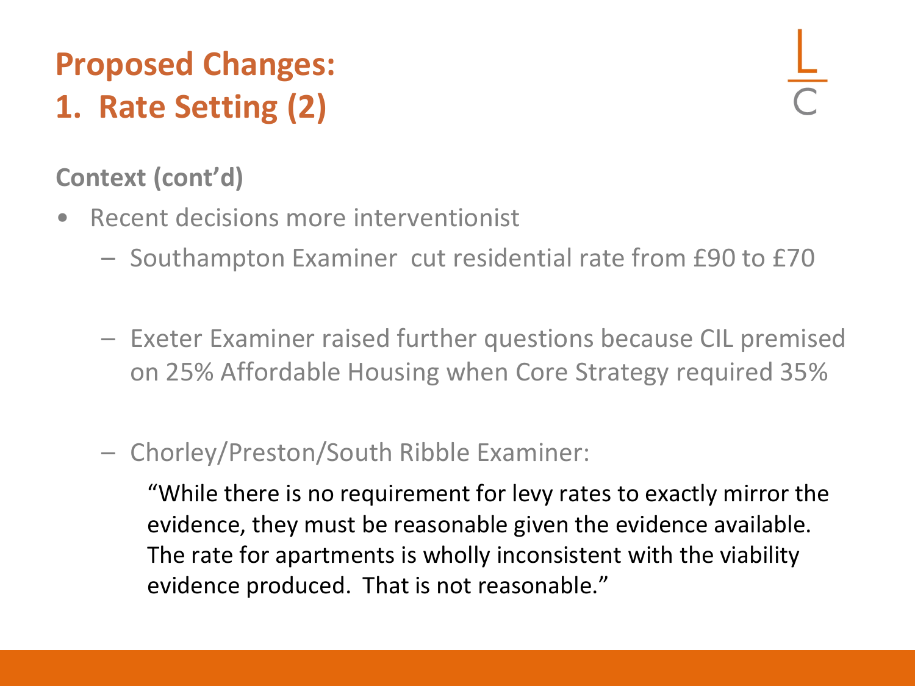# Proposed Changes:
# 1. Rate Setting (2)

**Context (cont'd)**

- Recent decisions more interventionist
  - Southampton Examiner cut residential rate from £90 to £70
  - Exeter Examiner raised further questions because CIL premised on 25% Affordable Housing when Core Strategy required 35%
  - Chorley/Preston/South Ribble Examiner:

    "While there is no requirement for levy rates to exactly mirror the evidence, they must be reasonable given the evidence available. The rate for apartments is wholly inconsistent with the viability evidence produced. That is not reasonable."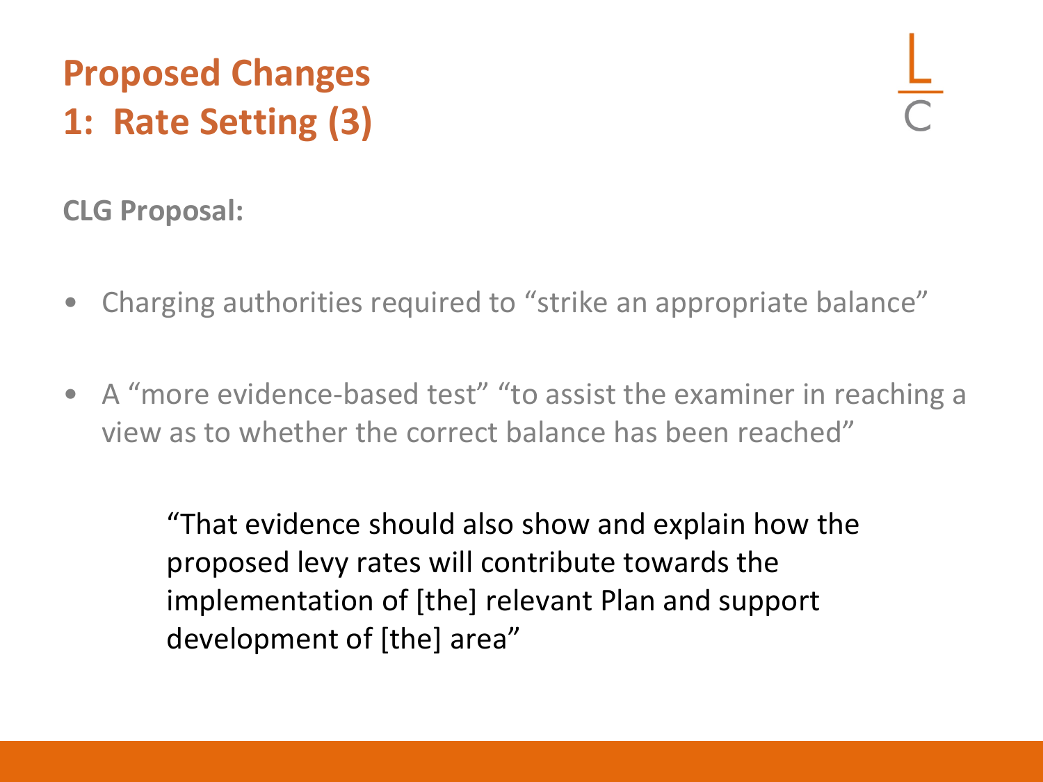# Proposed Changes
# 1: Rate Setting (3)

**CLG Proposal:**

- Charging authorities required to "strike an appropriate balance"
- A "more evidence-based test" "to assist the examiner in reaching a view as to whether the correct balance has been reached"

> "That evidence should also show and explain how the proposed levy rates will contribute towards the implementation of [the] relevant Plan and support development of [the] area"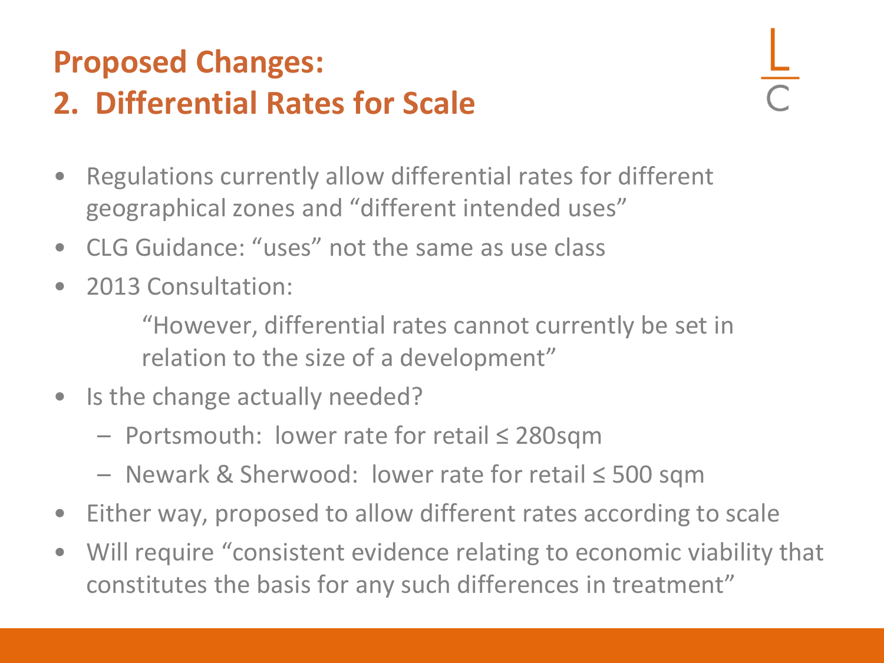# Proposed Changes:
# 2. Differential Rates for Scale

- Regulations currently allow differential rates for different geographical zones and “different intended uses”
- CLG Guidance: “uses” not the same as use class
- 2013 Consultation:

  “However, differential rates cannot currently be set in relation to the size of a development”

- Is the change actually needed?
  - Portsmouth: lower rate for retail ≤ 280sqm
  - Newark & Sherwood: lower rate for retail ≤ 500 sqm
- Either way, proposed to allow different rates according to scale
- Will require “consistent evidence relating to economic viability that constitutes the basis for any such differences in treatment”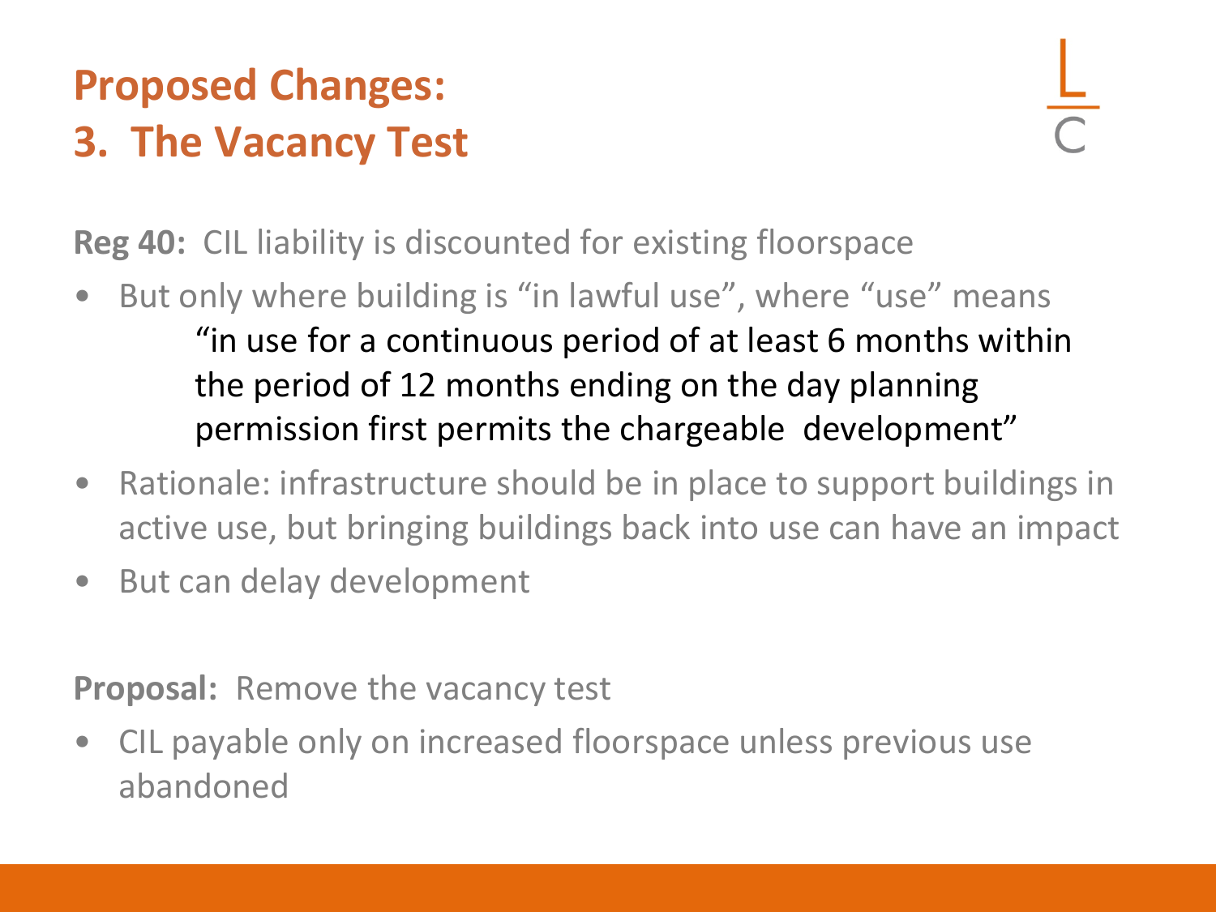# Proposed Changes:
# 3. The Vacancy Test

**Reg 40:** CIL liability is discounted for existing floorspace

- But only where building is "in lawful use", where "use" means

  > "in use for a continuous period of at least 6 months within the period of 12 months ending on the day planning permission first permits the chargeable development"

- Rationale: infrastructure should be in place to support buildings in active use, but bringing buildings back into use can have an impact
- But can delay development

**Proposal:** Remove the vacancy test

- CIL payable only on increased floorspace unless previous use abandoned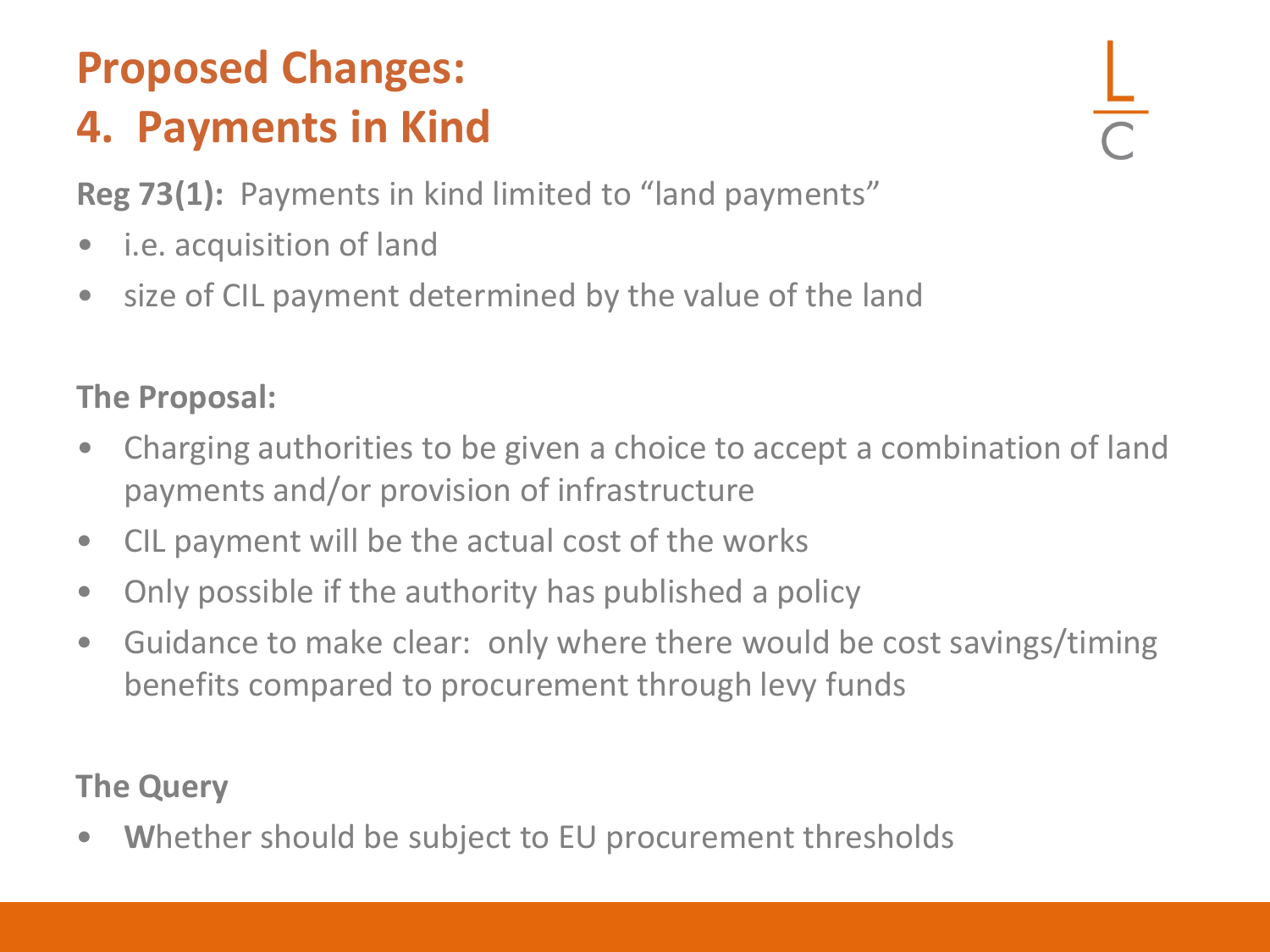# Proposed Changes:
# 4. Payments in Kind

**Reg 73(1):** Payments in kind limited to "land payments"

- i.e. acquisition of land
- size of CIL payment determined by the value of the land

**The Proposal:**

- Charging authorities to be given a choice to accept a combination of land payments and/or provision of infrastructure
- CIL payment will be the actual cost of the works
- Only possible if the authority has published a policy
- Guidance to make clear: only where there would be cost savings/timing benefits compared to procurement through levy funds

**The Query**

- **W**hether should be subject to EU procurement thresholds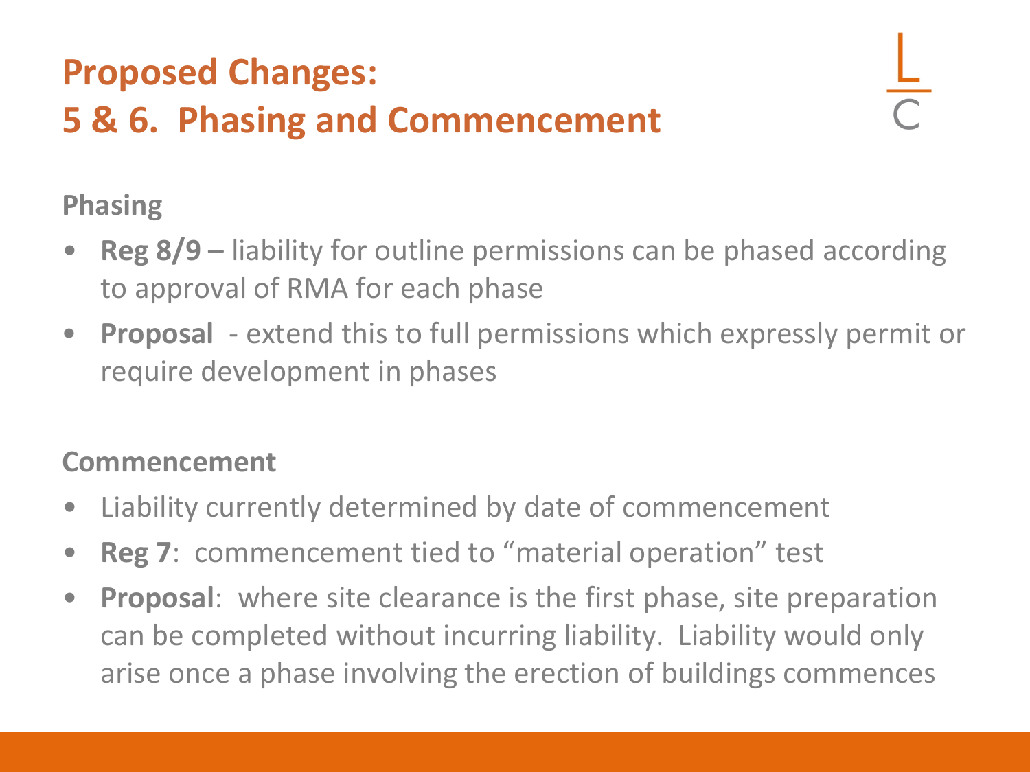# Proposed Changes:
# 5 & 6. Phasing and Commencement

### Phasing

- **Reg 8/9** – liability for outline permissions can be phased according to approval of RMA for each phase
- **Proposal** - extend this to full permissions which expressly permit or require development in phases

### Commencement

- Liability currently determined by date of commencement
- **Reg 7**: commencement tied to "material operation" test
- **Proposal**: where site clearance is the first phase, site preparation can be completed without incurring liability. Liability would only arise once a phase involving the erection of buildings commences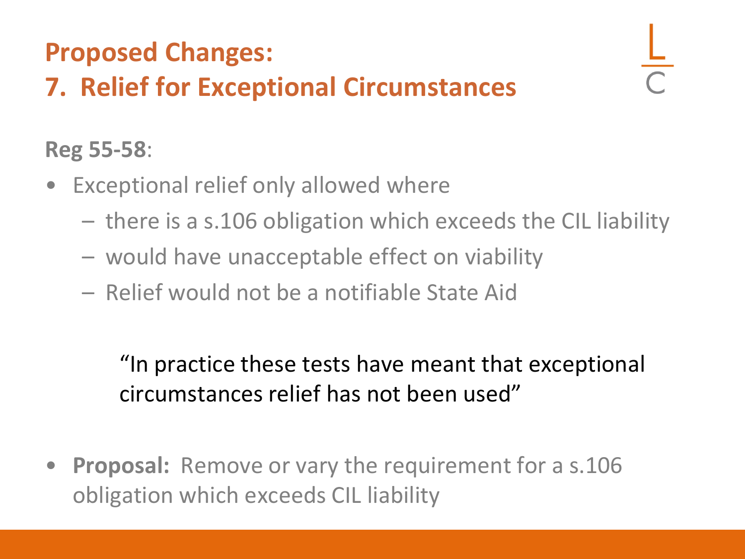# Proposed Changes:
# 7. Relief for Exceptional Circumstances

**Reg 55-58**:

- Exceptional relief only allowed where
  - there is a s.106 obligation which exceeds the CIL liability
  - would have unacceptable effect on viability
  - Relief would not be a notifiable State Aid

> "In practice these tests have meant that exceptional circumstances relief has not been used"

- **Proposal:** Remove or vary the requirement for a s.106 obligation which exceeds CIL liability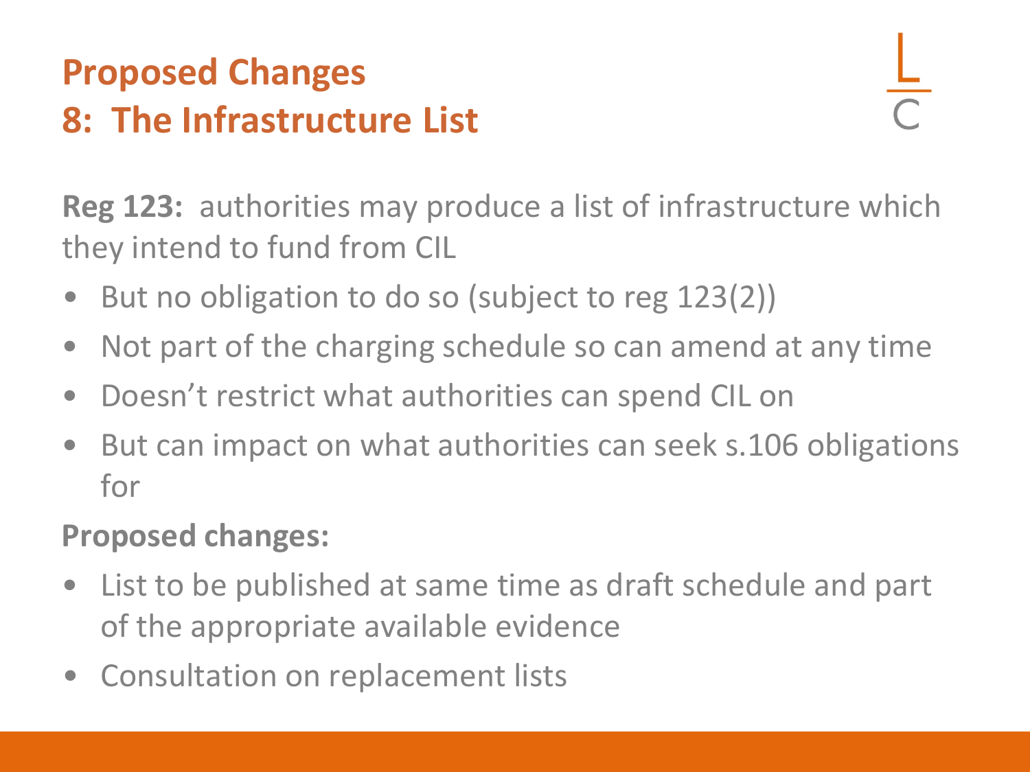## Proposed Changes
## 8: The Infrastructure List

**Reg 123:** authorities may produce a list of infrastructure which they intend to fund from CIL

- But no obligation to do so (subject to reg 123(2))
- Not part of the charging schedule so can amend at any time
- Doesn't restrict what authorities can spend CIL on
- But can impact on what authorities can seek s.106 obligations for

**Proposed changes:**

- List to be published at same time as draft schedule and part of the appropriate available evidence
- Consultation on replacement lists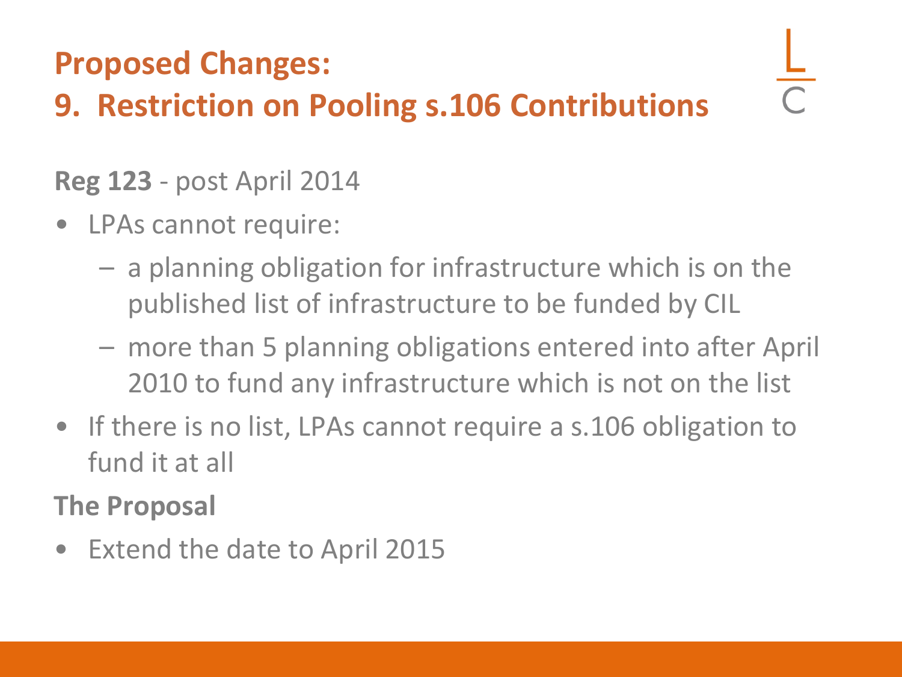# Proposed Changes:
# 9. Restriction on Pooling s.106 Contributions

**Reg 123** - post April 2014

- LPAs cannot require:
  - a planning obligation for infrastructure which is on the published list of infrastructure to be funded by CIL
  - more than 5 planning obligations entered into after April 2010 to fund any infrastructure which is not on the list
- If there is no list, LPAs cannot require a s.106 obligation to fund it at all

**The Proposal**

- Extend the date to April 2015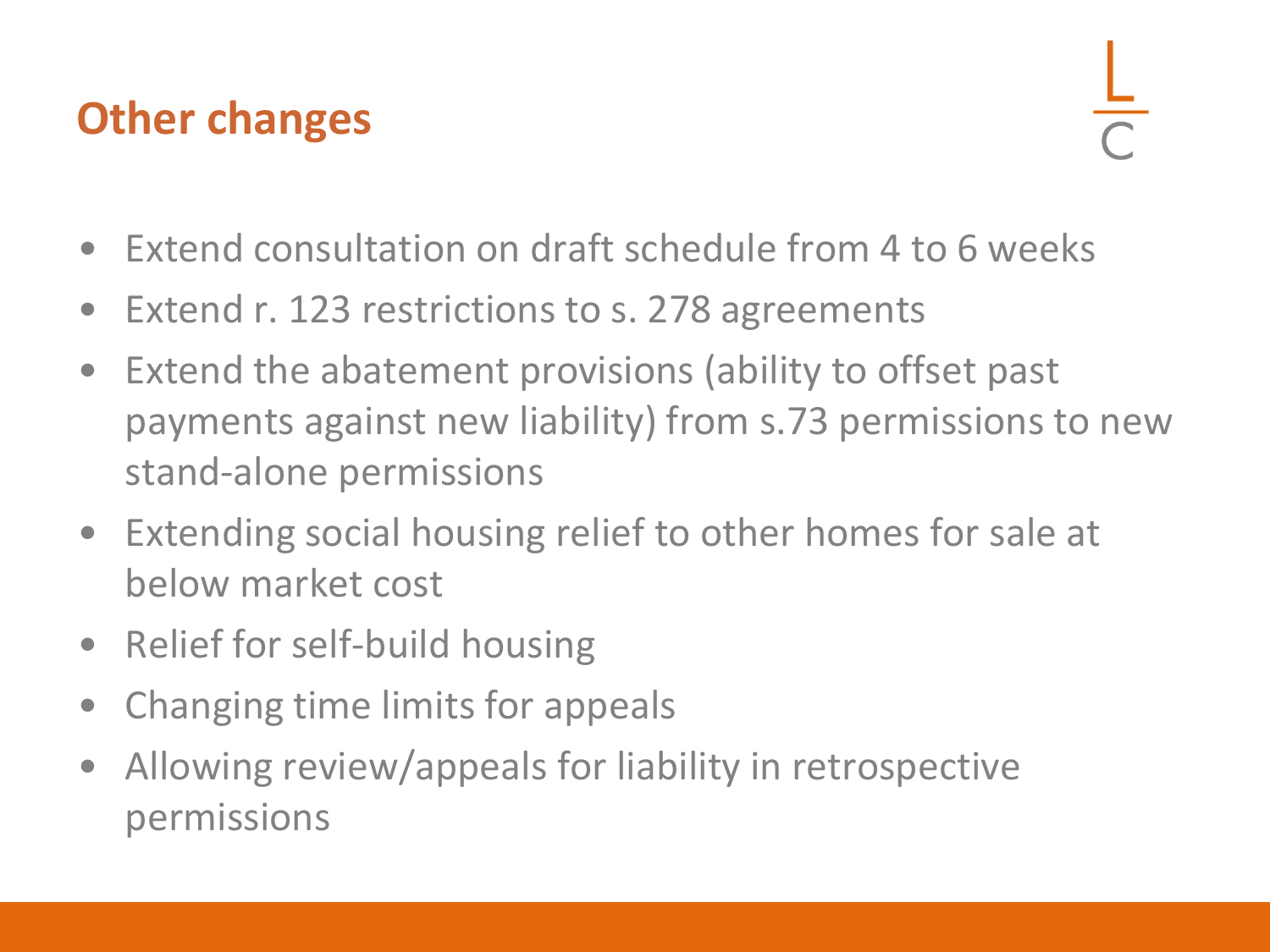## Other changes

- Extend consultation on draft schedule from 4 to 6 weeks
- Extend r. 123 restrictions to s. 278 agreements
- Extend the abatement provisions (ability to offset past payments against new liability) from s.73 permissions to new stand-alone permissions
- Extending social housing relief to other homes for sale at below market cost
- Relief for self-build housing
- Changing time limits for appeals
- Allowing review/appeals for liability in retrospective permissions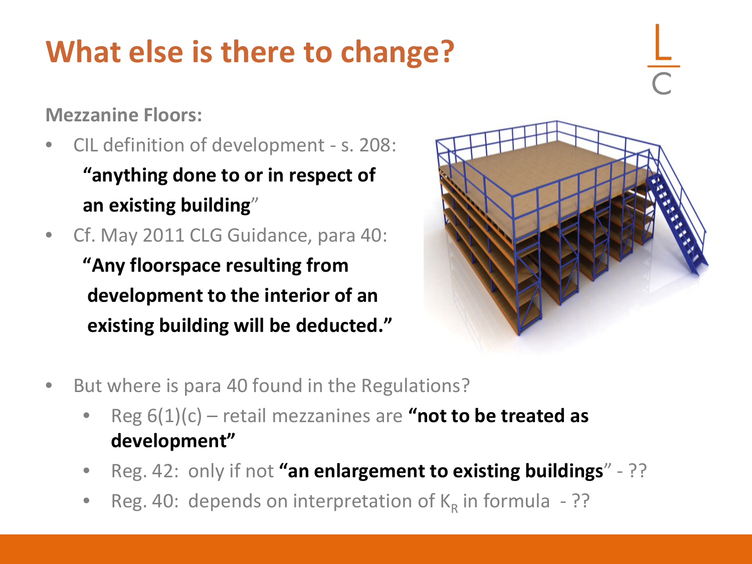# What else is there to change?

**Mezzanine Floors:**

- CIL definition of development - s. 208:
  **"anything done to or in respect of an existing building**"
- Cf. May 2011 CLG Guidance, para 40:
  **"Any floorspace resulting from development to the interior of an existing building will be deducted."**

- But where is para 40 found in the Regulations?
  - Reg 6(1)(c) – retail mezzanines are **"not to be treated as development"**
  - Reg. 42: only if not **"an enlargement to existing buildings**" - ??
  - Reg. 40: depends on interpretation of $K_R$ in formula - ??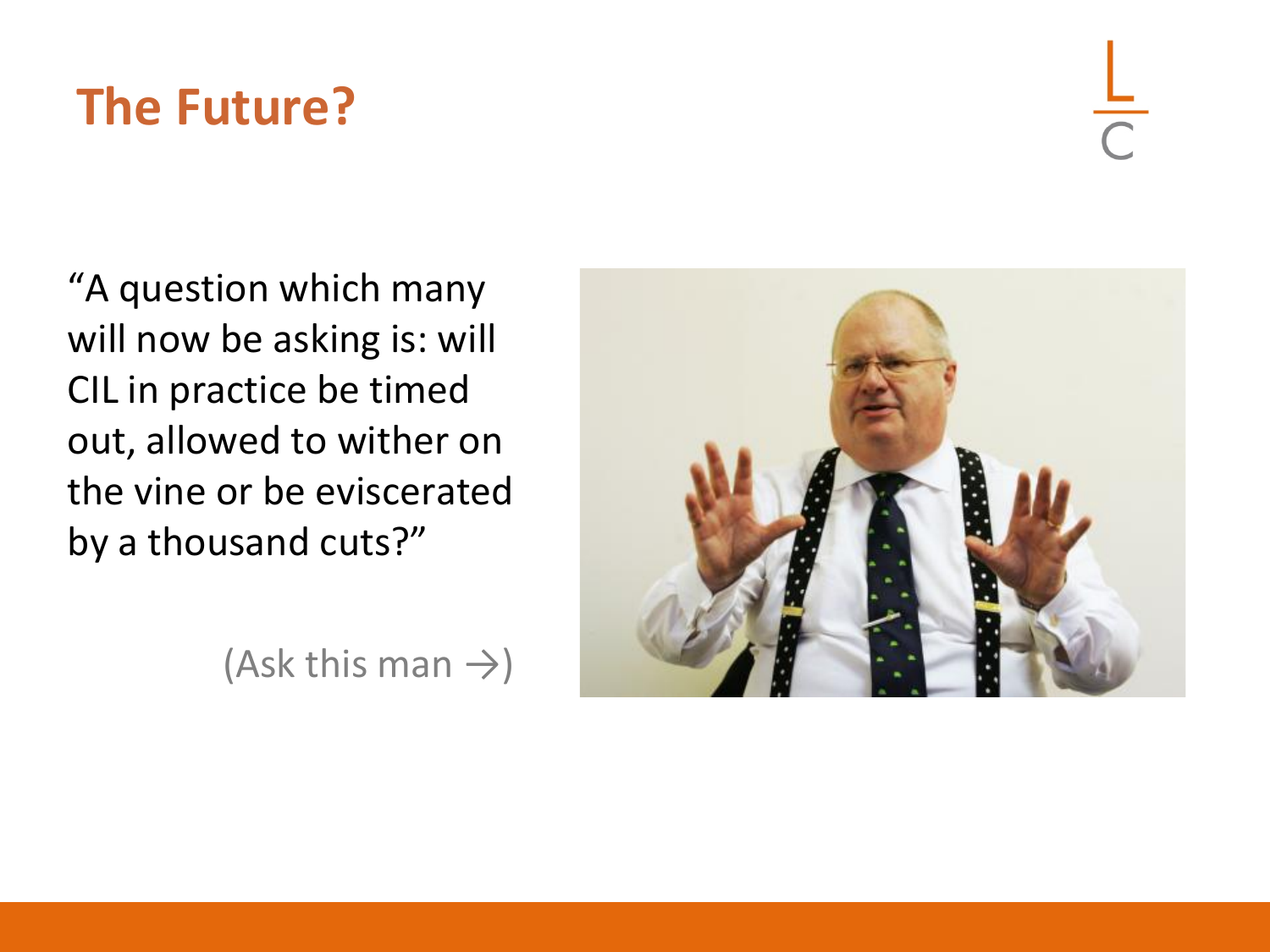# The Future?

"A question which many will now be asking is: will CIL in practice be timed out, allowed to wither on the vine or be eviscerated by a thousand cuts?"

(Ask this man →)